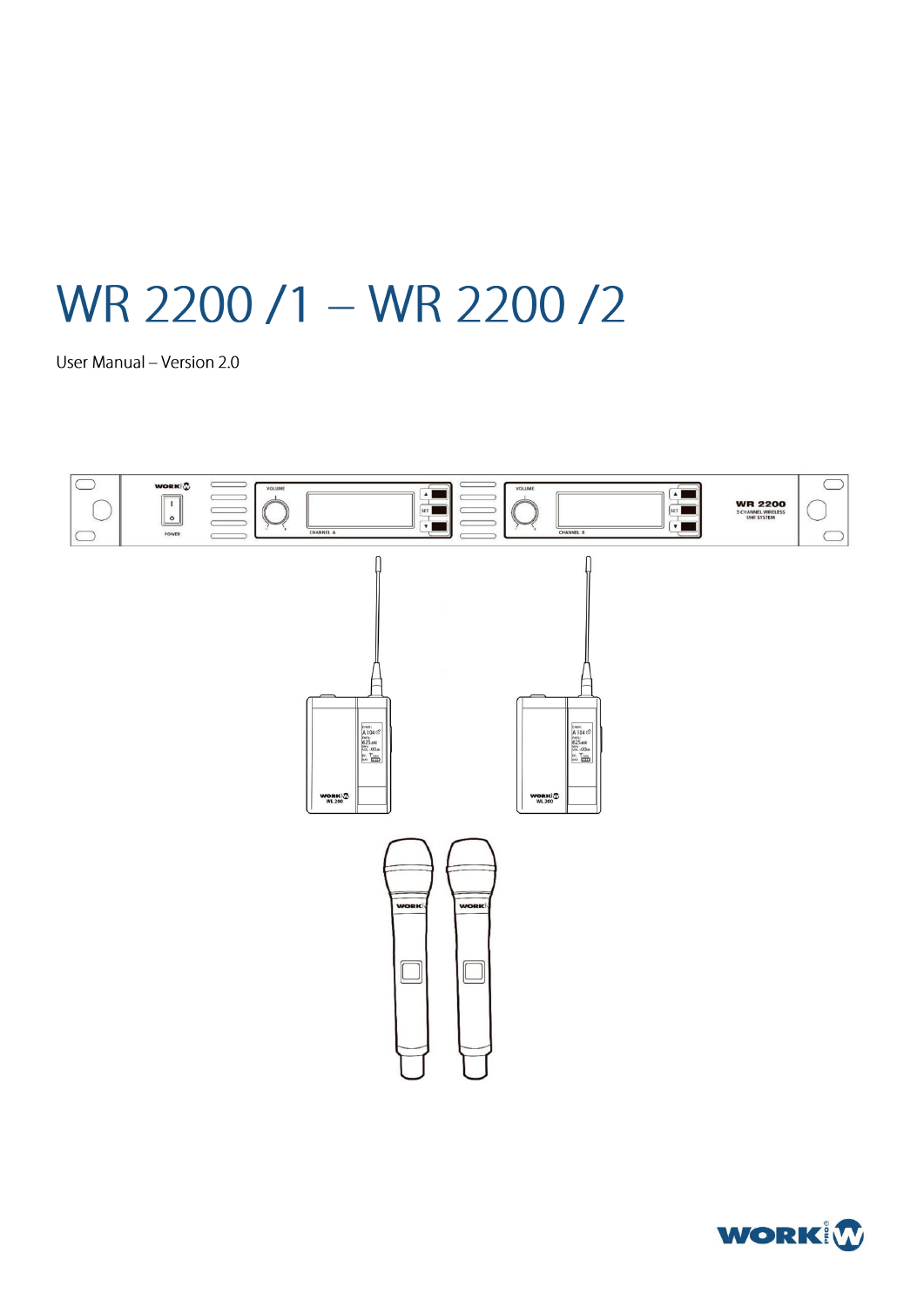# WR 2200 /1 – WR 2200 /2

User Manual – Version 2.0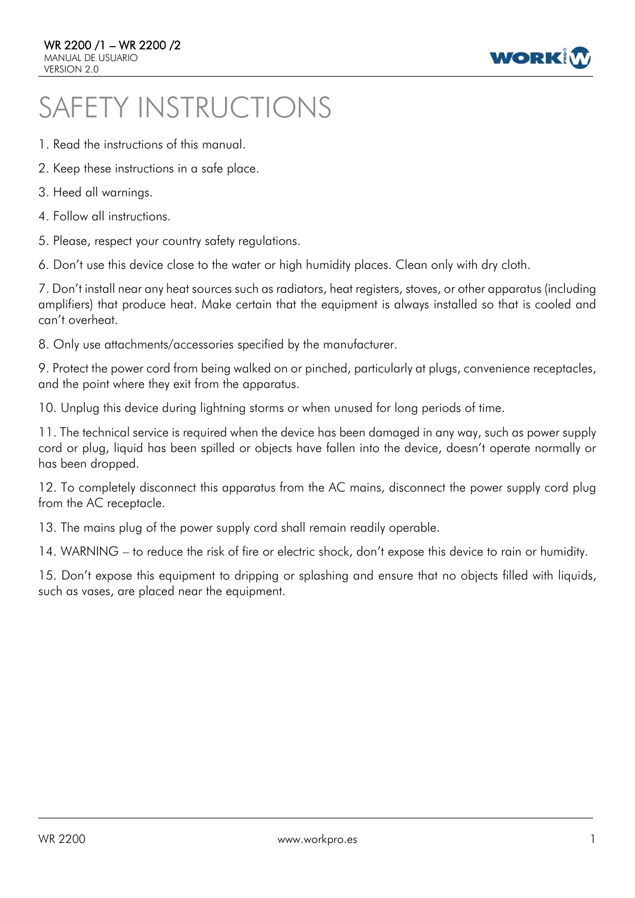# SAFETY INSTRUCTIONS

1. Read the instructions of this manual.
2. Keep these instructions in a safe place.
3. Heed all warnings.
4. Follow all instructions.
5. Please, respect your country safety regulations.
6. Don't use this device close to the water or high humidity places. Clean only with dry cloth.
7. Don't install near any heat sources such as radiators, heat registers, stoves, or other apparatus (including amplifiers) that produce heat. Make certain that the equipment is always installed so that is cooled and can't overheat.
8. Only use attachments/accessories specified by the manufacturer.
9. Protect the power cord from being walked on or pinched, particularly at plugs, convenience receptacles, and the point where they exit from the apparatus.
10. Unplug this device during lightning storms or when unused for long periods of time.
11. The technical service is required when the device has been damaged in any way, such as power supply cord or plug, liquid has been spilled or objects have fallen into the device, doesn't operate normally or has been dropped.
12. To completely disconnect this apparatus from the AC mains, disconnect the power supply cord plug from the AC receptacle.
13. The mains plug of the power supply cord shall remain readily operable.
14. WARNING – to reduce the risk of fire or electric shock, don't expose this device to rain or humidity.
15. Don't expose this equipment to dripping or splashing and ensure that no objects filled with liquids, such as vases, are placed near the equipment.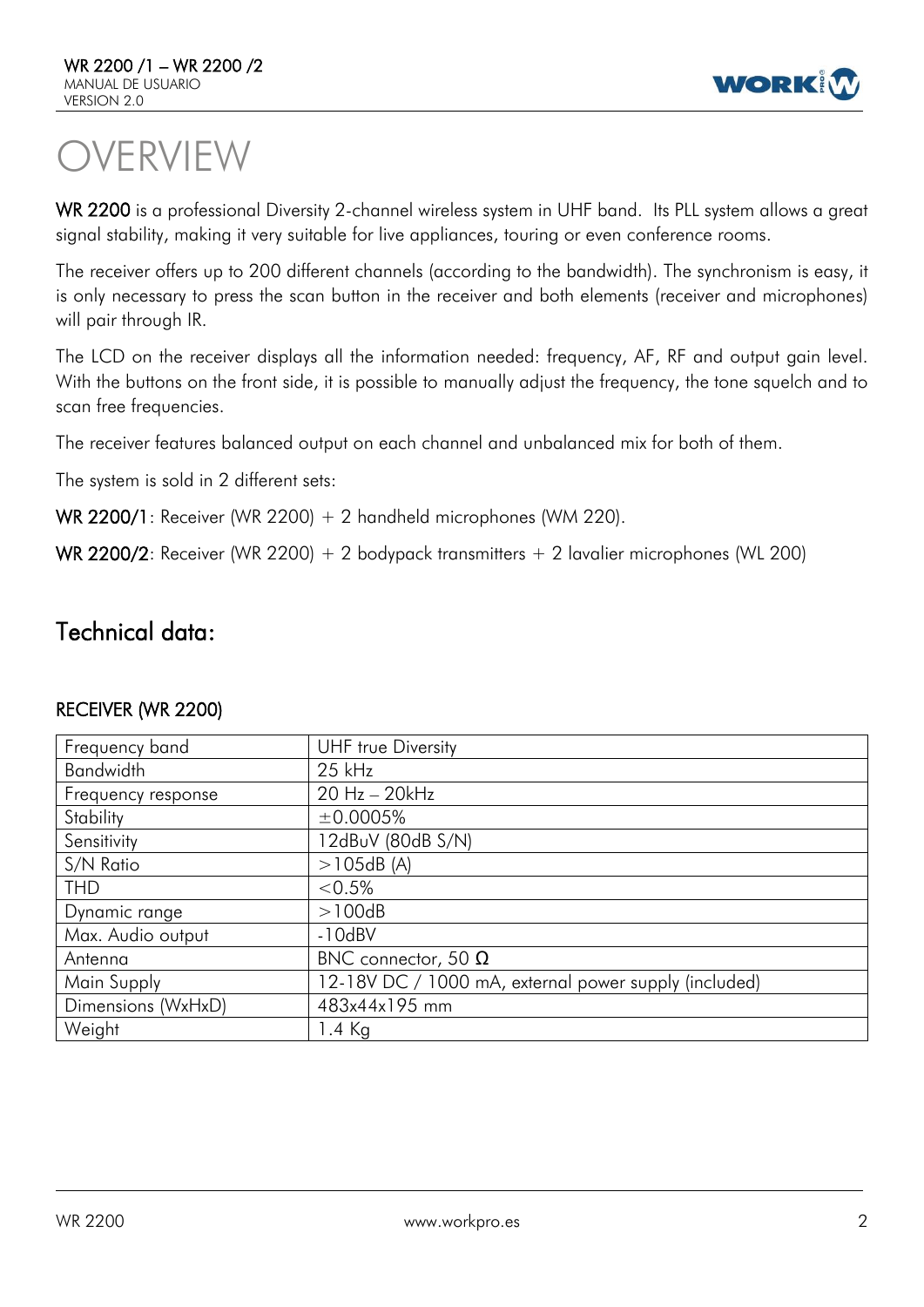# OVERVIEW

**WR 2200** is a professional Diversity 2-channel wireless system in UHF band. Its PLL system allows a great signal stability, making it very suitable for live appliances, touring or even conference rooms.

The receiver offers up to 200 different channels (according to the bandwidth). The synchronism is easy, it is only necessary to press the scan button in the receiver and both elements (receiver and microphones) will pair through IR.

The LCD on the receiver displays all the information needed: frequency, AF, RF and output gain level. With the buttons on the front side, it is possible to manually adjust the frequency, the tone squelch and to scan free frequencies.

The receiver features balanced output on each channel and unbalanced mix for both of them.

The system is sold in 2 different sets:

**WR 2200/1**: Receiver (WR 2200) + 2 handheld microphones (WM 220).

**WR 2200/2**: Receiver (WR 2200) + 2 bodypack transmitters + 2 lavalier microphones (WL 200)

## Technical data:

### RECEIVER (WR 2200)

| | |
|---|---|
| Frequency band | UHF true Diversity |
| Bandwidth | 25 kHz |
| Frequency response | 20 Hz – 20kHz |
| Stability | ±0.0005% |
| Sensitivity | 12dBuV (80dB S/N) |
| S/N Ratio | >105dB (A) |
| THD | <0.5% |
| Dynamic range | >100dB |
| Max. Audio output | -10dBV |
| Antenna | BNC connector, 50 Ω |
| Main Supply | 12-18V DC / 1000 mA, external power supply (included) |
| Dimensions (WxHxD) | 483x44x195 mm |
| Weight | 1.4 Kg |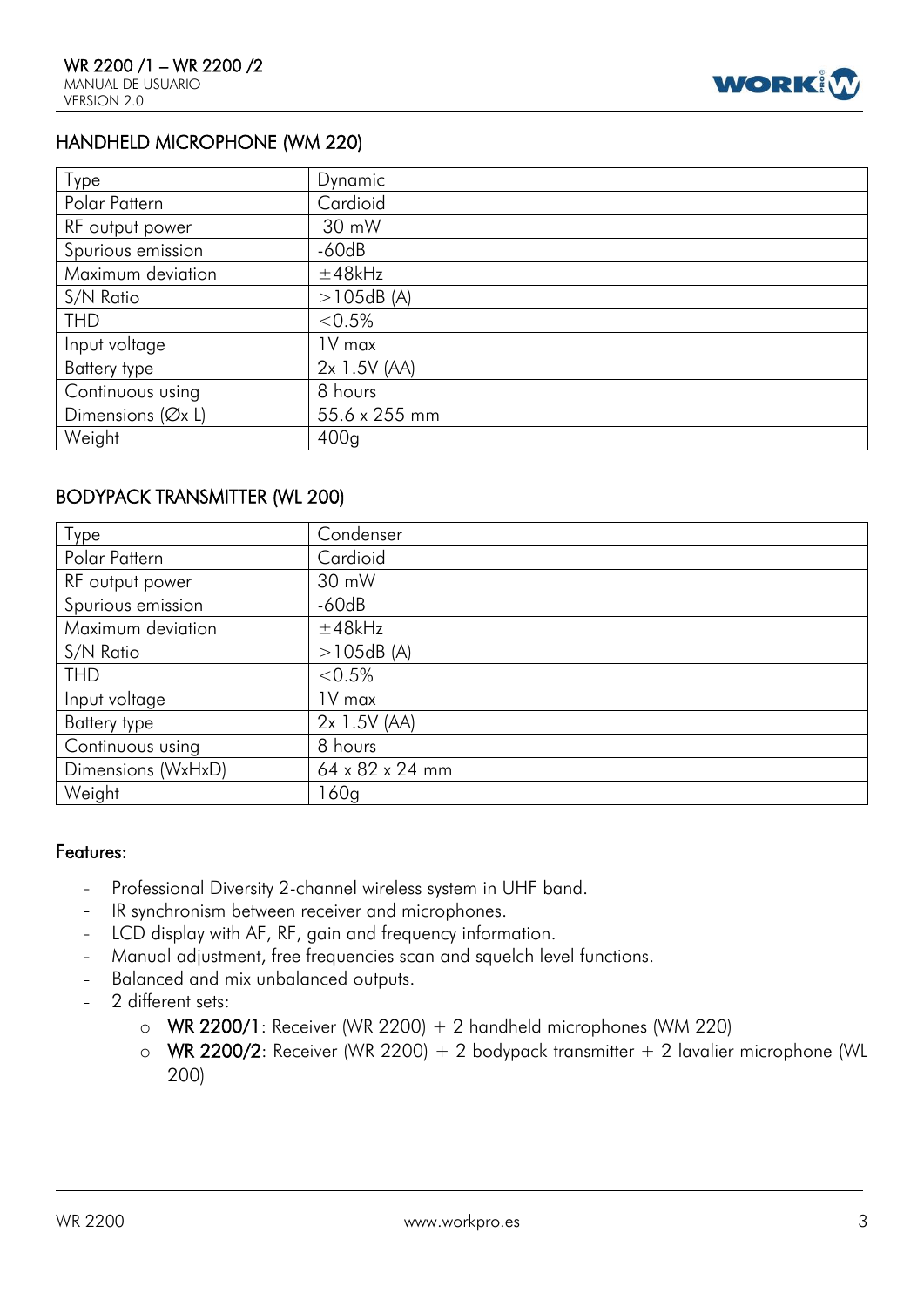## HANDHELD MICROPHONE (WM 220)

| Type | Dynamic |
|---|---|
| Polar Pattern | Cardioid |
| RF output power | 30 mW |
| Spurious emission | -60dB |
| Maximum deviation | ±48kHz |
| S/N Ratio | >105dB (A) |
| THD | <0.5% |
| Input voltage | 1V max |
| Battery type | 2x 1.5V (AA) |
| Continuous using | 8 hours |
| Dimensions (Øx L) | 55.6 x 255 mm |
| Weight | 400g |

## BODYPACK TRANSMITTER (WL 200)

| Type | Condenser |
|---|---|
| Polar Pattern | Cardioid |
| RF output power | 30 mW |
| Spurious emission | -60dB |
| Maximum deviation | ±48kHz |
| S/N Ratio | >105dB (A) |
| THD | <0.5% |
| Input voltage | 1V max |
| Battery type | 2x 1.5V (AA) |
| Continuous using | 8 hours |
| Dimensions (WxHxD) | 64 x 82 x 24 mm |
| Weight | 160g |

## Features:

- Professional Diversity 2-channel wireless system in UHF band.
- IR synchronism between receiver and microphones.
- LCD display with AF, RF, gain and frequency information.
- Manual adjustment, free frequencies scan and squelch level functions.
- Balanced and mix unbalanced outputs.
- 2 different sets:
  - **WR 2200/1**: Receiver (WR 2200) + 2 handheld microphones (WM 220)
  - **WR 2200/2**: Receiver (WR 2200) + 2 bodypack transmitter + 2 lavalier microphone (WL 200)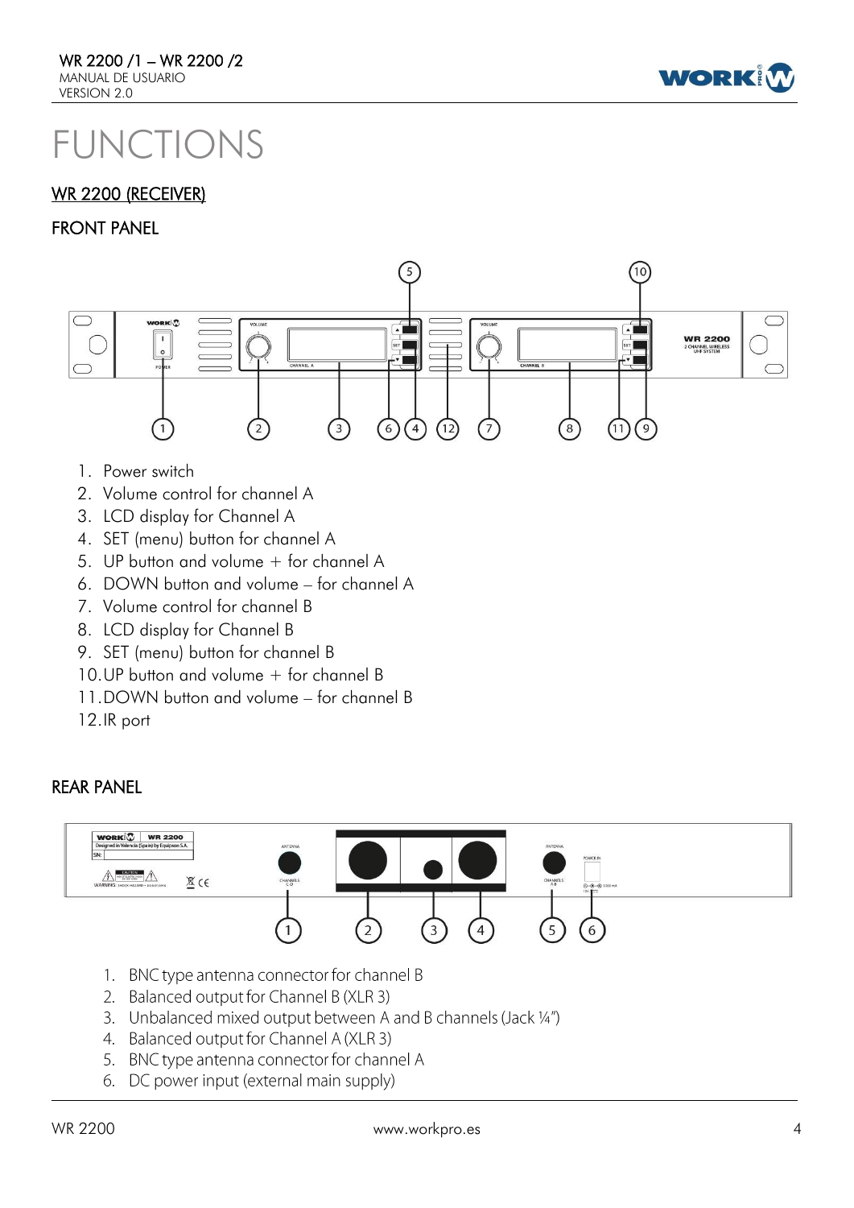# FUNCTIONS

## WR 2200 (RECEIVER)

### FRONT PANEL

1. Power switch
2. Volume control for channel A
3. LCD display for Channel A
4. SET (menu) button for channel A
5. UP button and volume + for channel A
6. DOWN button and volume – for channel A
7. Volume control for channel B
8. LCD display for Channel B
9. SET (menu) button for channel B
10. UP button and volume + for channel B
11. DOWN button and volume – for channel B
12. IR port

### REAR PANEL

1. BNC type antenna connector for channel B
2. Balanced output for Channel B (XLR 3)
3. Unbalanced mixed output between A and B channels (Jack ¼")
4. Balanced output for Channel A (XLR 3)
5. BNC type antenna connector for channel A
6. DC power input (external main supply)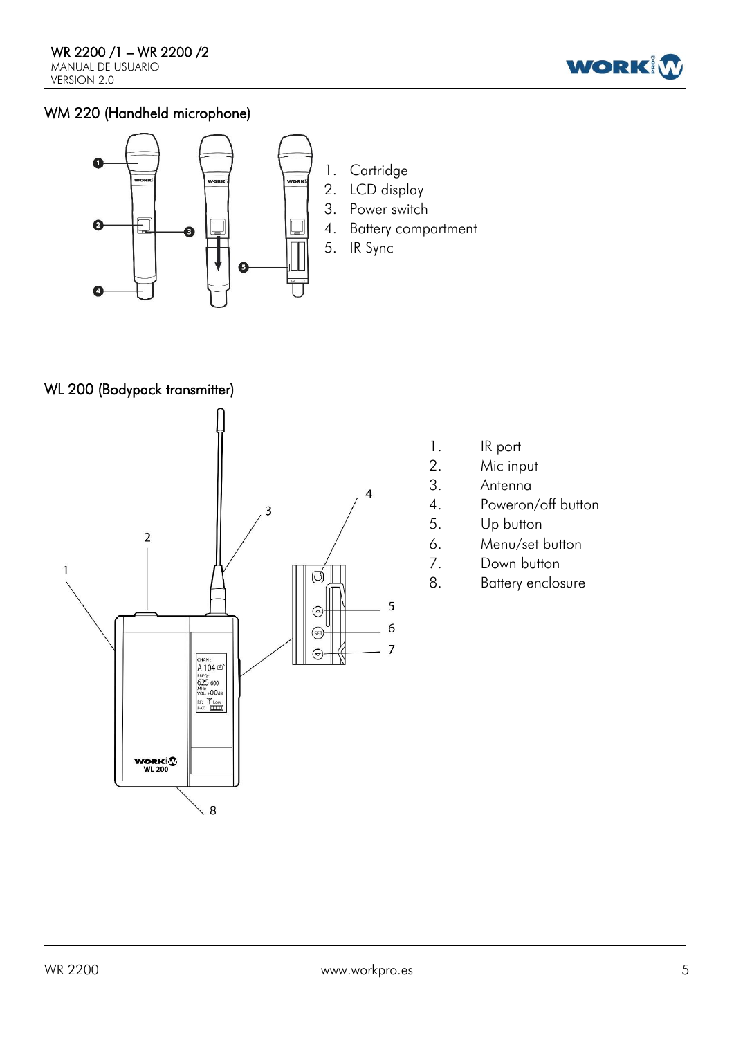## WM 220 (Handheld microphone)

1. Cartridge
2. LCD display
3. Power switch
4. Battery compartment
5. IR Sync

## WL 200 (Bodypack transmitter)

1. IR port
2. Mic input
3. Antenna
4. Poweron/off button
5. Up button
6. Menu/set button
7. Down button
8. Battery enclosure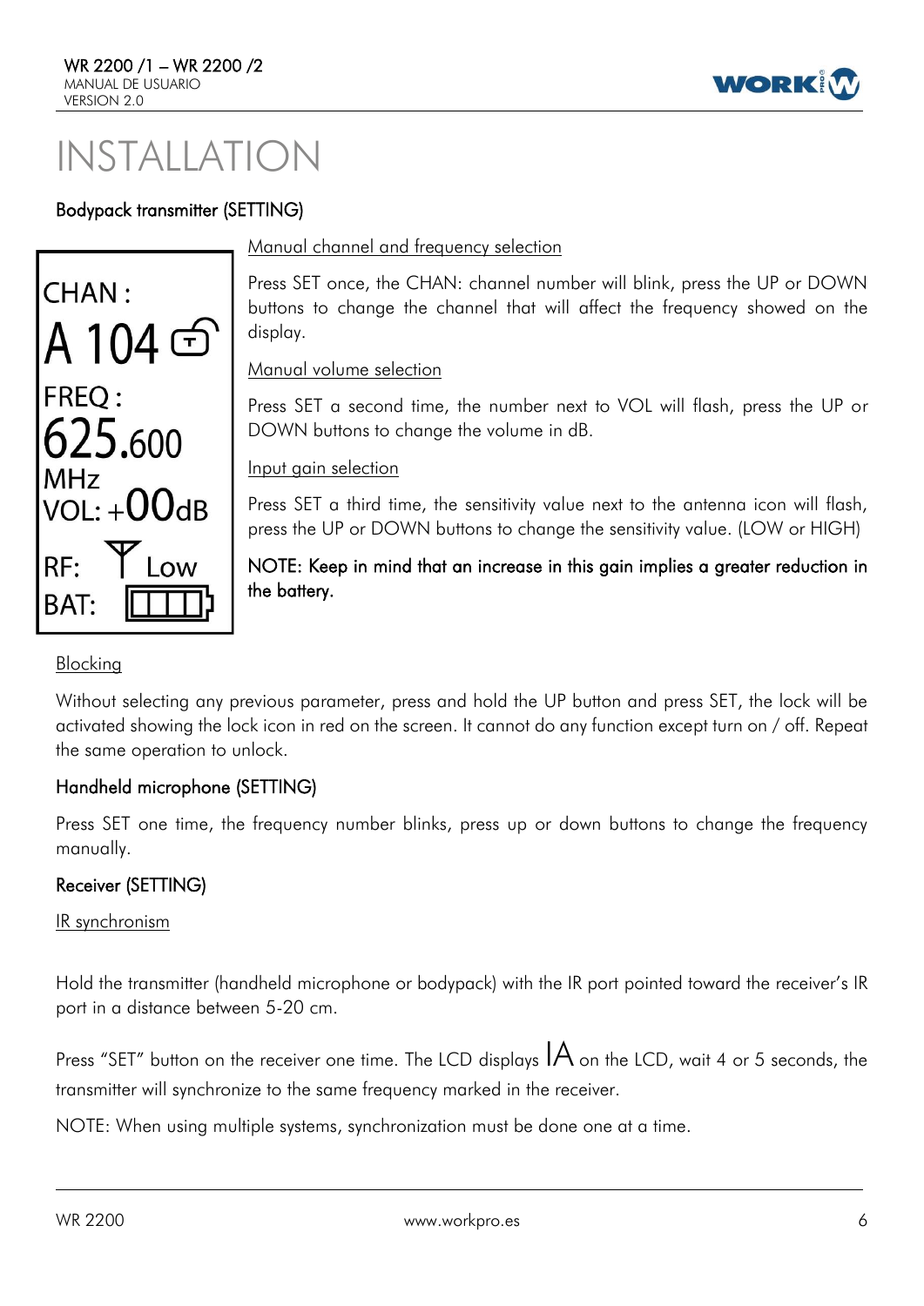# INSTALLATION

### Bodypack transmitter (SETTING)

CHAN :
A 104
FREQ :
625.600
MHz
VOL: +00dB
RF: Low
BAT:

Manual channel and frequency selection

Press SET once, the CHAN: channel number will blink, press the UP or DOWN buttons to change the channel that will affect the frequency showed on the display.

Manual volume selection

Press SET a second time, the number next to VOL will flash, press the UP or DOWN buttons to change the volume in dB.

Input gain selection

Press SET a third time, the sensitivity value next to the antenna icon will flash, press the UP or DOWN buttons to change the sensitivity value. (LOW or HIGH)

NOTE: Keep in mind that an increase in this gain implies a greater reduction in the battery.

Blocking

Without selecting any previous parameter, press and hold the UP button and press SET, the lock will be activated showing the lock icon in red on the screen. It cannot do any function except turn on / off. Repeat the same operation to unlock.

### Handheld microphone (SETTING)

Press SET one time, the frequency number blinks, press up or down buttons to change the frequency manually.

### Receiver (SETTING)

IR synchronism

Hold the transmitter (handheld microphone or bodypack) with the IR port pointed toward the receiver's IR port in a distance between 5-20 cm.

Press "SET" button on the receiver one time. The LCD displays IA on the LCD, wait 4 or 5 seconds, the transmitter will synchronize to the same frequency marked in the receiver.

NOTE: When using multiple systems, synchronization must be done one at a time.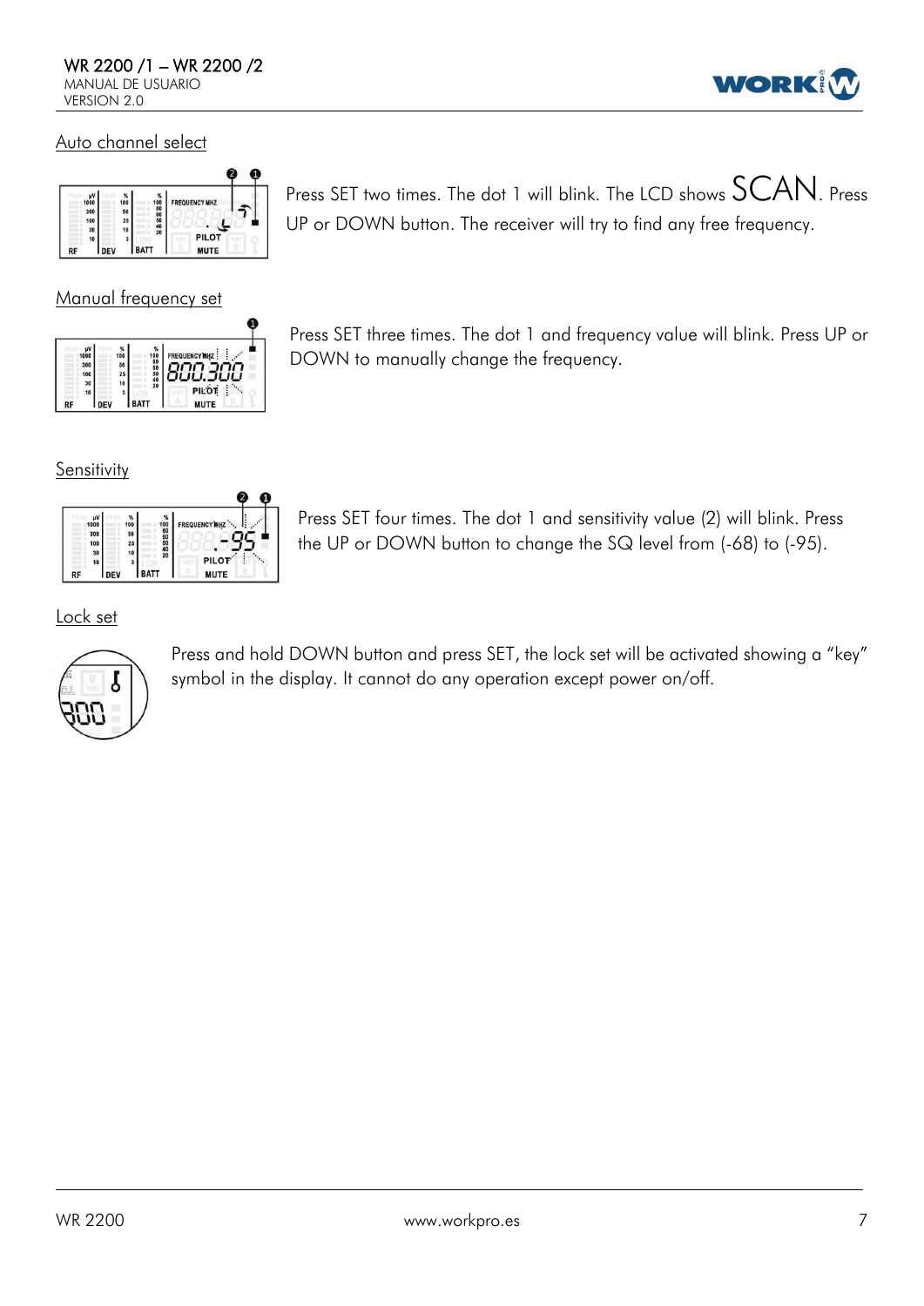## Auto channel select

Press SET two times. The dot 1 will blink. The LCD shows SCAN. Press UP or DOWN button. The receiver will try to find any free frequency.

## Manual frequency set

Press SET three times. The dot 1 and frequency value will blink. Press UP or DOWN to manually change the frequency.

## Sensitivity

Press SET four times. The dot 1 and sensitivity value (2) will blink. Press the UP or DOWN button to change the SQ level from (-68) to (-95).

## Lock set

Press and hold DOWN button and press SET, the lock set will be activated showing a "key" symbol in the display. It cannot do any operation except power on/off.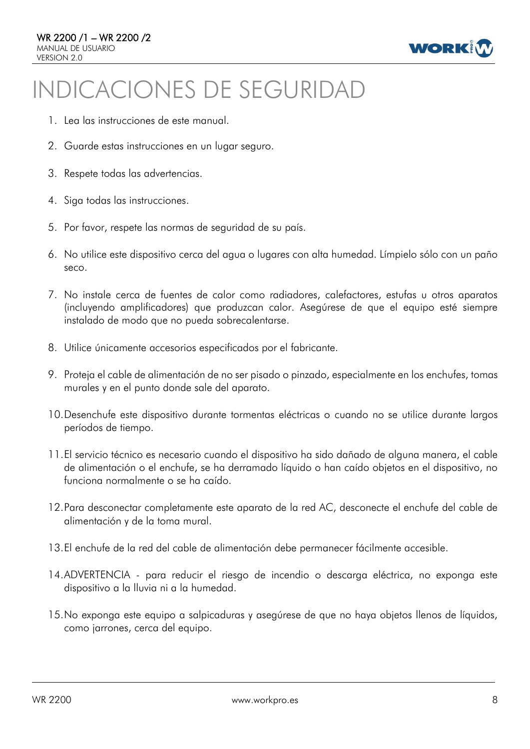# INDICACIONES DE SEGURIDAD

1. Lea las instrucciones de este manual.
2. Guarde estas instrucciones en un lugar seguro.
3. Respete todas las advertencias.
4. Siga todas las instrucciones.
5. Por favor, respete las normas de seguridad de su país.
6. No utilice este dispositivo cerca del agua o lugares con alta humedad. Límpielo sólo con un paño seco.
7. No instale cerca de fuentes de calor como radiadores, calefactores, estufas u otros aparatos (incluyendo amplificadores) que produzcan calor. Asegúrese de que el equipo esté siempre instalado de modo que no pueda sobrecalentarse.
8. Utilice únicamente accesorios especificados por el fabricante.
9. Proteja el cable de alimentación de no ser pisado o pinzado, especialmente en los enchufes, tomas murales y en el punto donde sale del aparato.
10. Desenchufe este dispositivo durante tormentas eléctricas o cuando no se utilice durante largos períodos de tiempo.
11. El servicio técnico es necesario cuando el dispositivo ha sido dañado de alguna manera, el cable de alimentación o el enchufe, se ha derramado líquido o han caído objetos en el dispositivo, no funciona normalmente o se ha caído.
12. Para desconectar completamente este aparato de la red AC, desconecte el enchufe del cable de alimentación y de la toma mural.
13. El enchufe de la red del cable de alimentación debe permanecer fácilmente accesible.
14. ADVERTENCIA - para reducir el riesgo de incendio o descarga eléctrica, no exponga este dispositivo a la lluvia ni a la humedad.
15. No exponga este equipo a salpicaduras y asegúrese de que no haya objetos llenos de líquidos, como jarrones, cerca del equipo.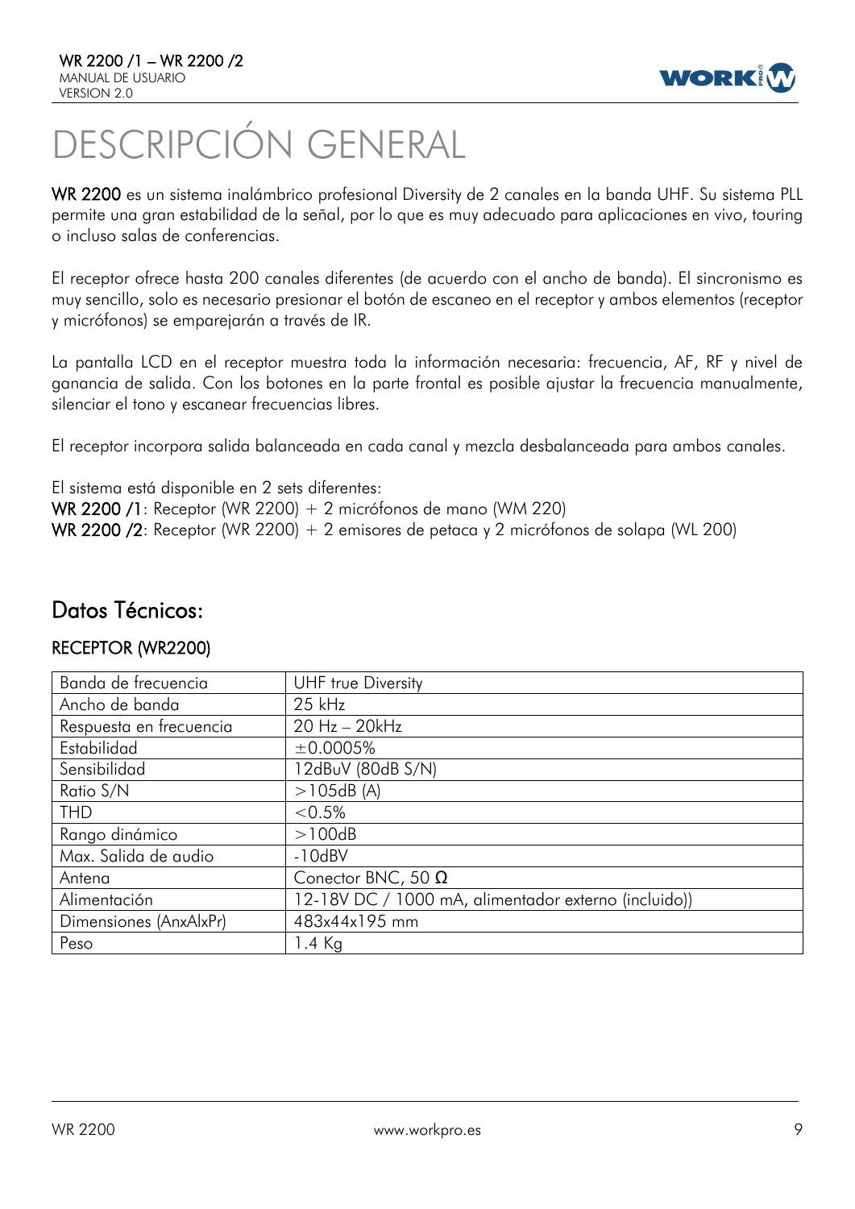# DESCRIPCIÓN GENERAL

**WR 2200** es un sistema inalámbrico profesional Diversity de 2 canales en la banda UHF. Su sistema PLL permite una gran estabilidad de la señal, por lo que es muy adecuado para aplicaciones en vivo, touring o incluso salas de conferencias.

El receptor ofrece hasta 200 canales diferentes (de acuerdo con el ancho de banda). El sincronismo es muy sencillo, solo es necesario presionar el botón de escaneo en el receptor y ambos elementos (receptor y micrófonos) se emparejarán a través de IR.

La pantalla LCD en el receptor muestra toda la información necesaria: frecuencia, AF, RF y nivel de ganancia de salida. Con los botones en la parte frontal es posible ajustar la frecuencia manualmente, silenciar el tono y escanear frecuencias libres.

El receptor incorpora salida balanceada en cada canal y mezcla desbalanceada para ambos canales.

El sistema está disponible en 2 sets diferentes:
**WR 2200 /1**: Receptor (WR 2200) + 2 micrófonos de mano (WM 220)
**WR 2200 /2**: Receptor (WR 2200) + 2 emisores de petaca y 2 micrófonos de solapa (WL 200)

## Datos Técnicos:

### RECEPTOR (WR2200)

| | |
|---|---|
| Banda de frecuencia | UHF true Diversity |
| Ancho de banda | 25 kHz |
| Respuesta en frecuencia | 20 Hz – 20kHz |
| Estabilidad | ±0.0005% |
| Sensibilidad | 12dBuV (80dB S/N) |
| Ratio S/N | >105dB (A) |
| THD | <0.5% |
| Rango dinámico | >100dB |
| Max. Salida de audio | -10dBV |
| Antena | Conector BNC, 50 Ω |
| Alimentación | 12-18V DC / 1000 mA, alimentador externo (incluido)) |
| Dimensiones (AnxAlxPr) | 483x44x195 mm |
| Peso | 1.4 Kg |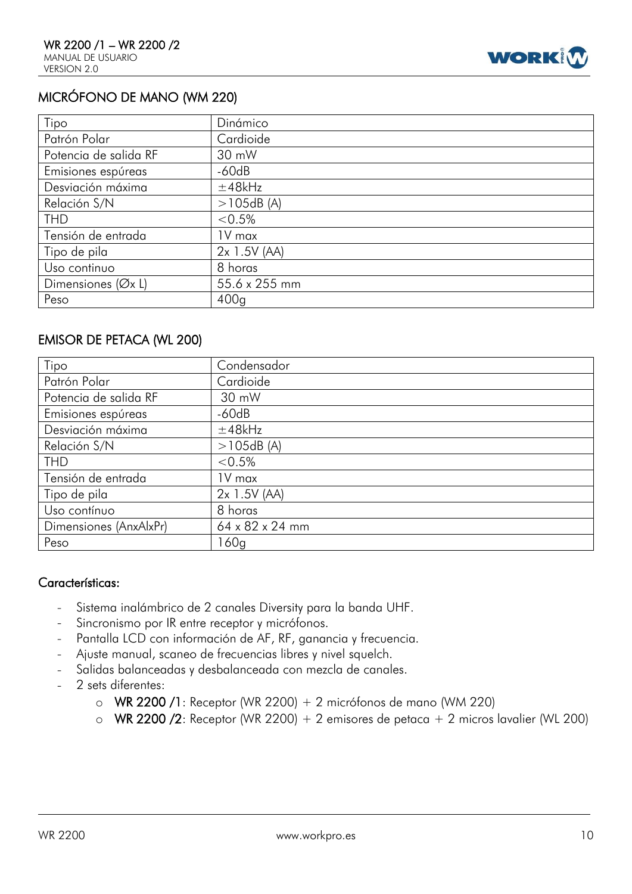## MICRÓFONO DE MANO (WM 220)

| Tipo | Dinámico |
|---|---|
| Patrón Polar | Cardioide |
| Potencia de salida RF | 30 mW |
| Emisiones espúreas | -60dB |
| Desviación máxima | ±48kHz |
| Relación S/N | >105dB (A) |
| THD | <0.5% |
| Tensión de entrada | 1V max |
| Tipo de pila | 2x 1.5V (AA) |
| Uso continuo | 8 horas |
| Dimensiones (Øx L) | 55.6 x 255 mm |
| Peso | 400g |

## EMISOR DE PETACA (WL 200)

| Tipo | Condensador |
|---|---|
| Patrón Polar | Cardioide |
| Potencia de salida RF | 30 mW |
| Emisiones espúreas | -60dB |
| Desviación máxima | ±48kHz |
| Relación S/N | >105dB (A) |
| THD | <0.5% |
| Tensión de entrada | 1V max |
| Tipo de pila | 2x 1.5V (AA) |
| Uso contínuo | 8 horas |
| Dimensiones (AnxAlxPr) | 64 x 82 x 24 mm |
| Peso | 160g |

## Características:

- Sistema inalámbrico de 2 canales Diversity para la banda UHF.
- Sincronismo por IR entre receptor y micrófonos.
- Pantalla LCD con información de AF, RF, ganancia y frecuencia.
- Ajuste manual, scaneo de frecuencias libres y nivel squelch.
- Salidas balanceadas y desbalanceada con mezcla de canales.
- 2 sets diferentes:
  - **WR 2200 /1**: Receptor (WR 2200) + 2 micrófonos de mano (WM 220)
  - **WR 2200 /2**: Receptor (WR 2200) + 2 emisores de petaca + 2 micros lavalier (WL 200)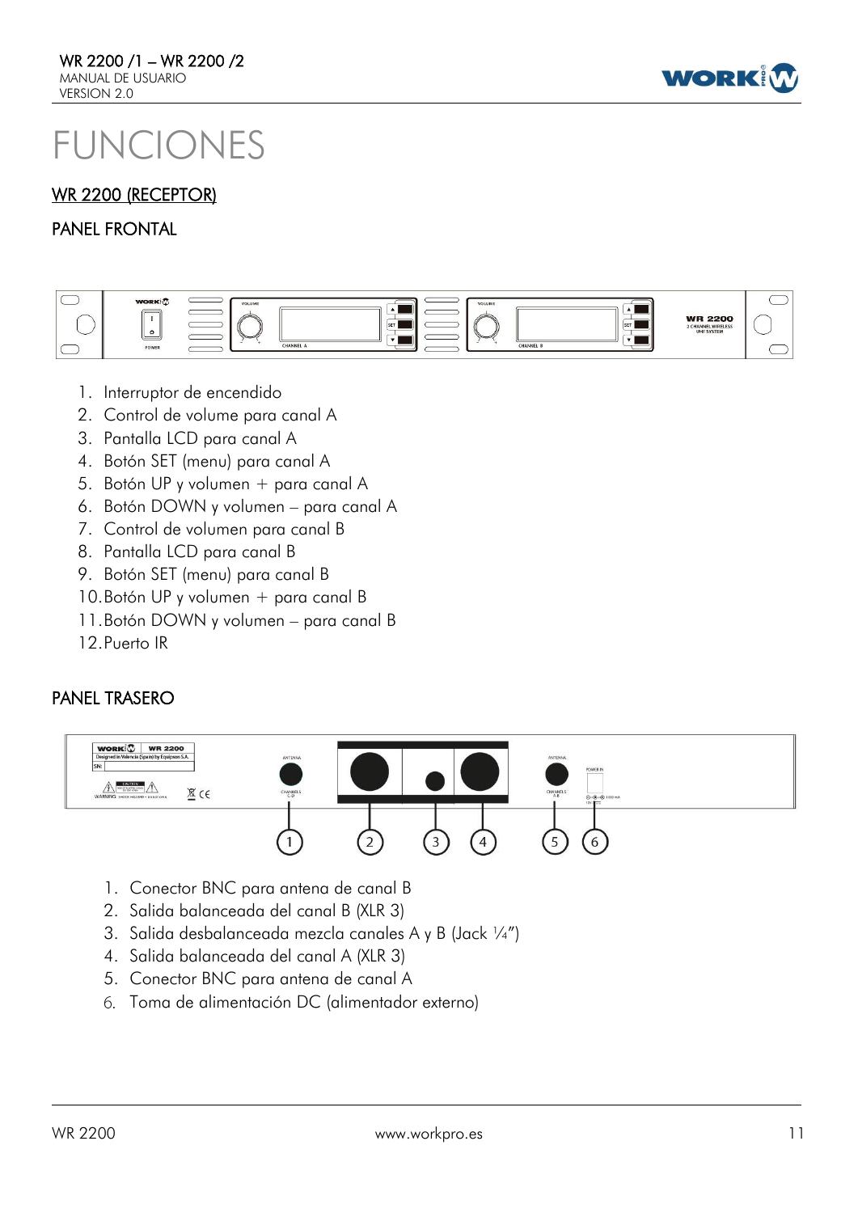# FUNCIONES

## WR 2200 (RECEPTOR)

### PANEL FRONTAL

1. Interruptor de encendido
2. Control de volume para canal A
3. Pantalla LCD para canal A
4. Botón SET (menu) para canal A
5. Botón UP y volumen + para canal A
6. Botón DOWN y volumen – para canal A
7. Control de volumen para canal B
8. Pantalla LCD para canal B
9. Botón SET (menu) para canal B
10. Botón UP y volumen + para canal B
11. Botón DOWN y volumen – para canal B
12. Puerto IR

### PANEL TRASERO

1. Conector BNC para antena de canal B
2. Salida balanceada del canal B (XLR 3)
3. Salida desbalanceada mezcla canales A y B (Jack ¼")
4. Salida balanceada del canal A (XLR 3)
5. Conector BNC para antena de canal A
6. Toma de alimentación DC (alimentador externo)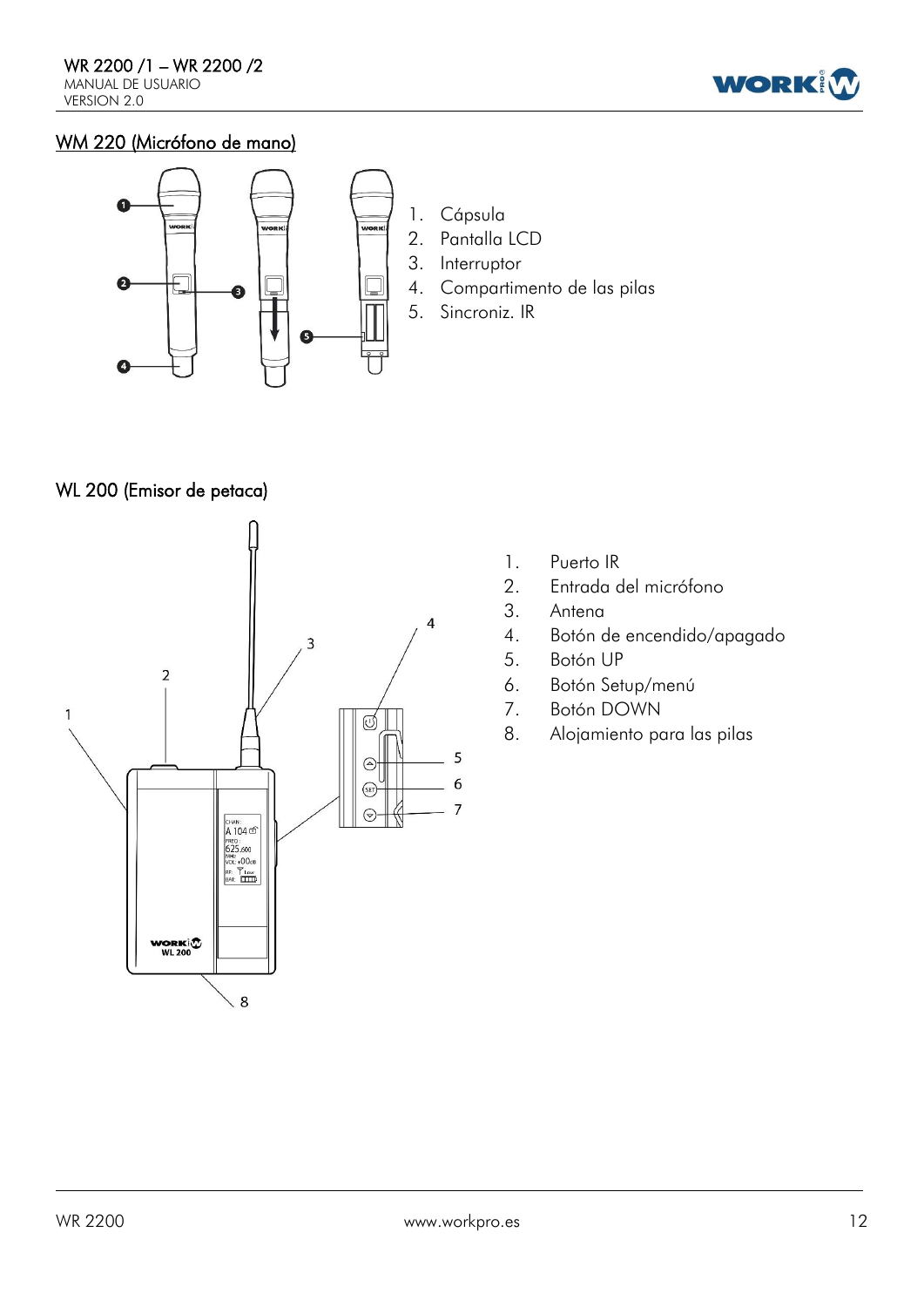## WM 220 (Micrófono de mano)

1. Cápsula
2. Pantalla LCD
3. Interruptor
4. Compartimento de las pilas
5. Sincroniz. IR

## WL 200 (Emisor de petaca)

1. Puerto IR
2. Entrada del micrófono
3. Antena
4. Botón de encendido/apagado
5. Botón UP
6. Botón Setup/menú
7. Botón DOWN
8. Alojamiento para las pilas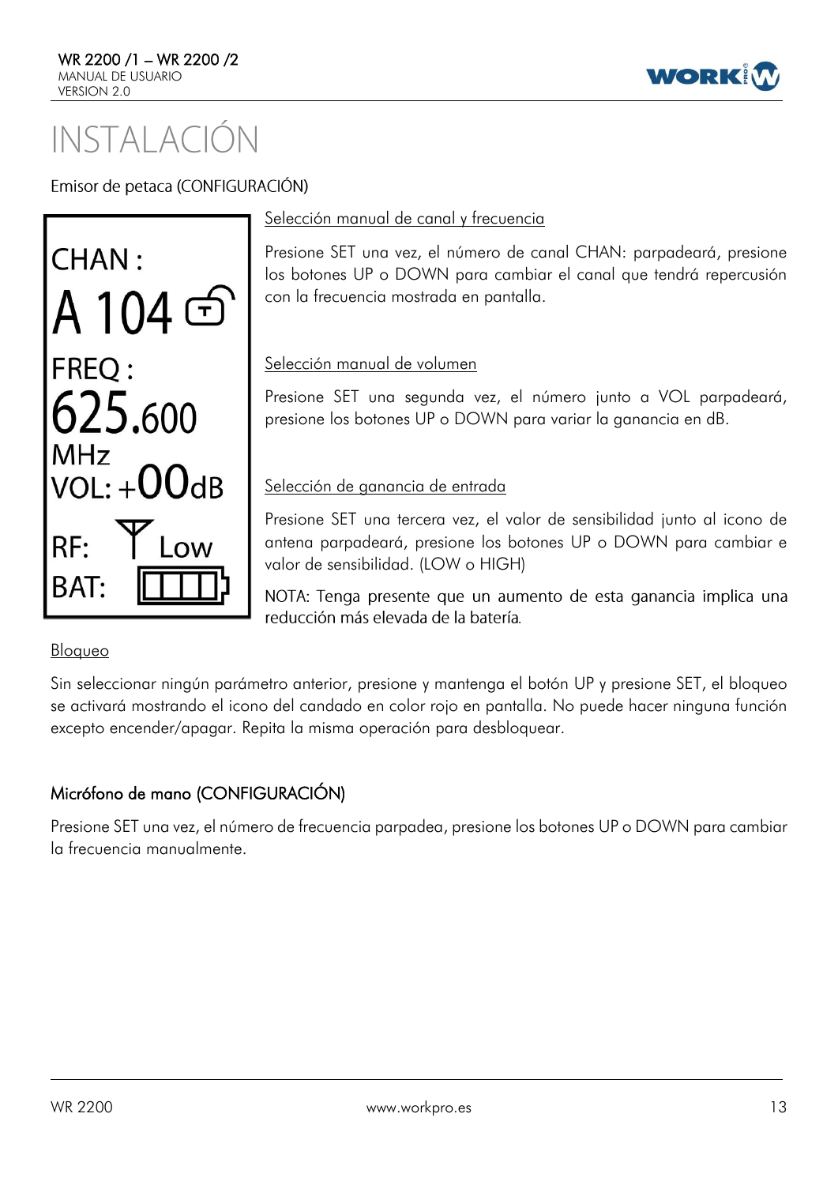# INSTALACIÓN

Emisor de petaca (CONFIGURACIÓN)

CHAN :
A 104
FREQ :
625.600
MHz
VOL: +00dB
RF: Low
BAT:

Selección manual de canal y frecuencia

Presione SET una vez, el número de canal CHAN: parpadeará, presione los botones UP o DOWN para cambiar el canal que tendrá repercusión con la frecuencia mostrada en pantalla.

Selección manual de volumen

Presione SET una segunda vez, el número junto a VOL parpadeará, presione los botones UP o DOWN para variar la ganancia en dB.

Selección de ganancia de entrada

Presione SET una tercera vez, el valor de sensibilidad junto al icono de antena parpadeará, presione los botones UP o DOWN para cambiar e valor de sensibilidad. (LOW o HIGH)

NOTA: Tenga presente que un aumento de esta ganancia implica una reducción más elevada de la batería.

Bloqueo

Sin seleccionar ningún parámetro anterior, presione y mantenga el botón UP y presione SET, el bloqueo se activará mostrando el icono del candado en color rojo en pantalla. No puede hacer ninguna función excepto encender/apagar. Repita la misma operación para desbloquear.

Micrófono de mano (CONFIGURACIÓN)

Presione SET una vez, el número de frecuencia parpadea, presione los botones UP o DOWN para cambiar la frecuencia manualmente.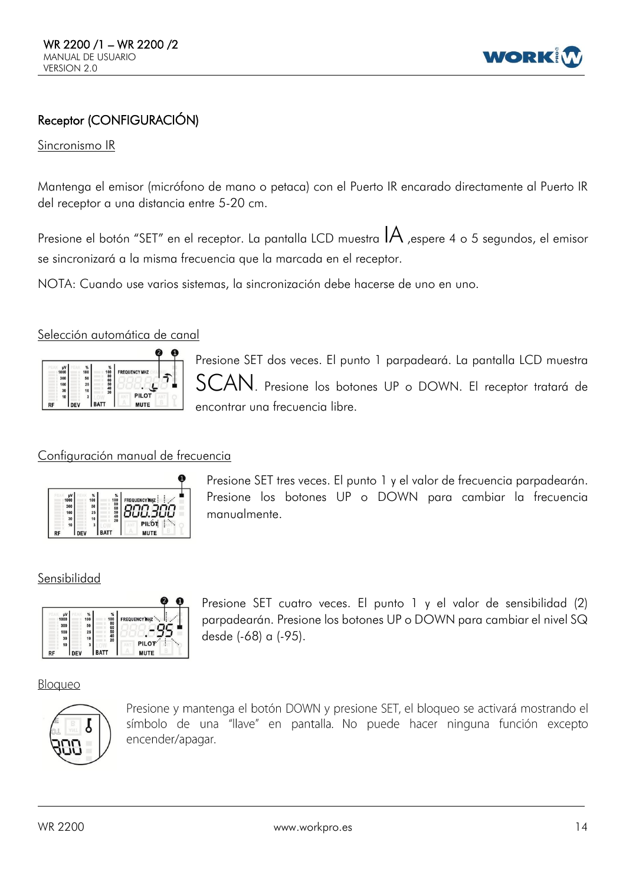## Receptor (CONFIGURACIÓN)

### Sincronismo IR

Mantenga el emisor (micrófono de mano o petaca) con el Puerto IR encarado directamente al Puerto IR del receptor a una distancia entre 5-20 cm.

Presione el botón "SET" en el receptor. La pantalla LCD muestra IA ,espere 4 o 5 segundos, el emisor se sincronizará a la misma frecuencia que la marcada en el receptor.

NOTA: Cuando use varios sistemas, la sincronización debe hacerse de uno en uno.

### Selección automática de canal

Presione SET dos veces. El punto 1 parpadeará. La pantalla LCD muestra SCAN. Presione los botones UP o DOWN. El receptor tratará de encontrar una frecuencia libre.

### Configuración manual de frecuencia

Presione SET tres veces. El punto 1 y el valor de frecuencia parpadearán. Presione los botones UP o DOWN para cambiar la frecuencia manualmente.

### Sensibilidad

Presione SET cuatro veces. El punto 1 y el valor de sensibilidad (2) parpadearán. Presione los botones UP o DOWN para cambiar el nivel SQ desde (-68) a (-95).

### Bloqueo

Presione y mantenga el botón DOWN y presione SET, el bloqueo se activará mostrando el símbolo de una "llave" en pantalla. No puede hacer ninguna función excepto encender/apagar.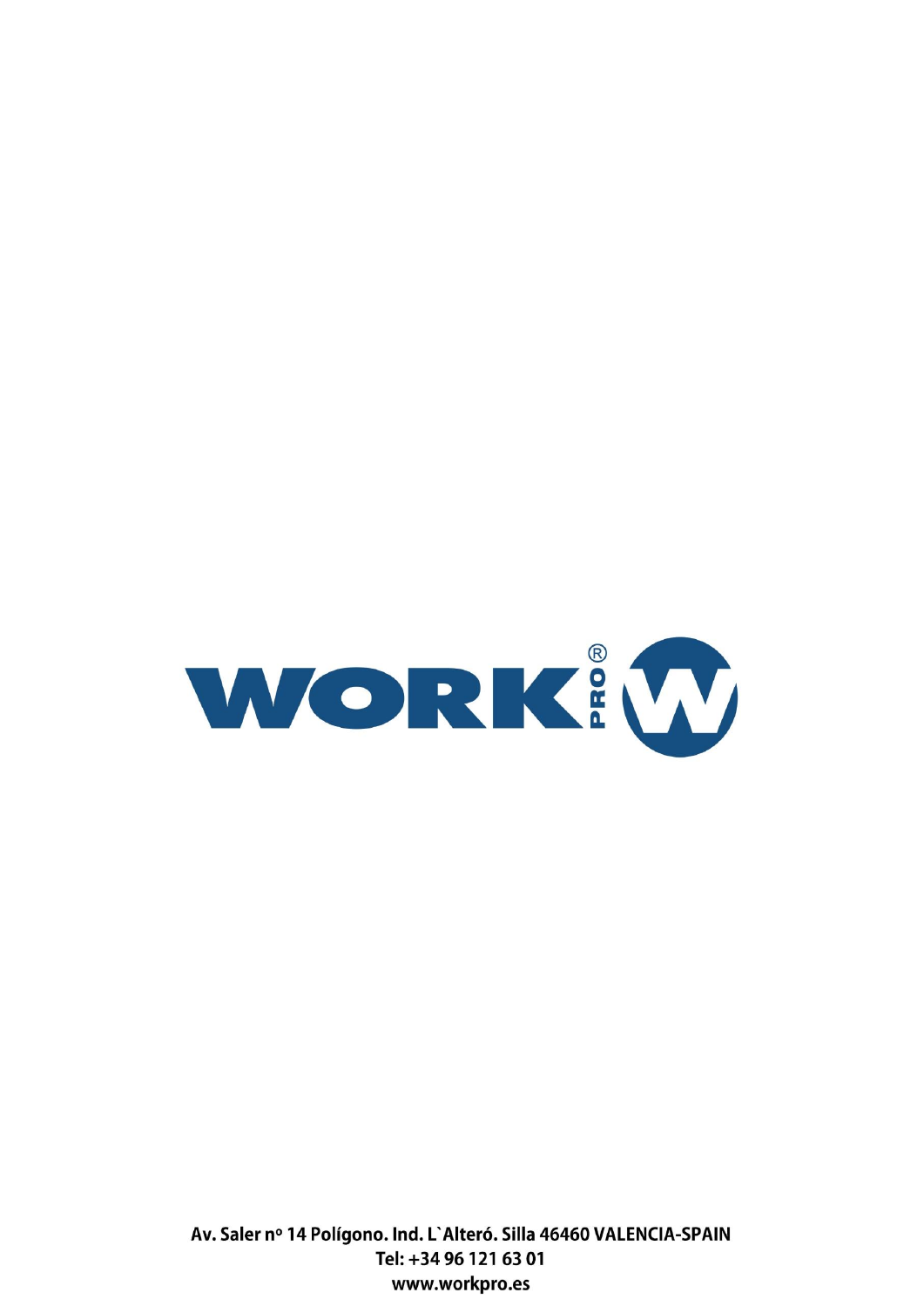WORK PRO®

**Av. Saler nº 14 Polígono. Ind. L`Alteró. Silla 46460 VALENCIA-SPAIN**
**Tel: +34 96 121 63 01**
**www.workpro.es**